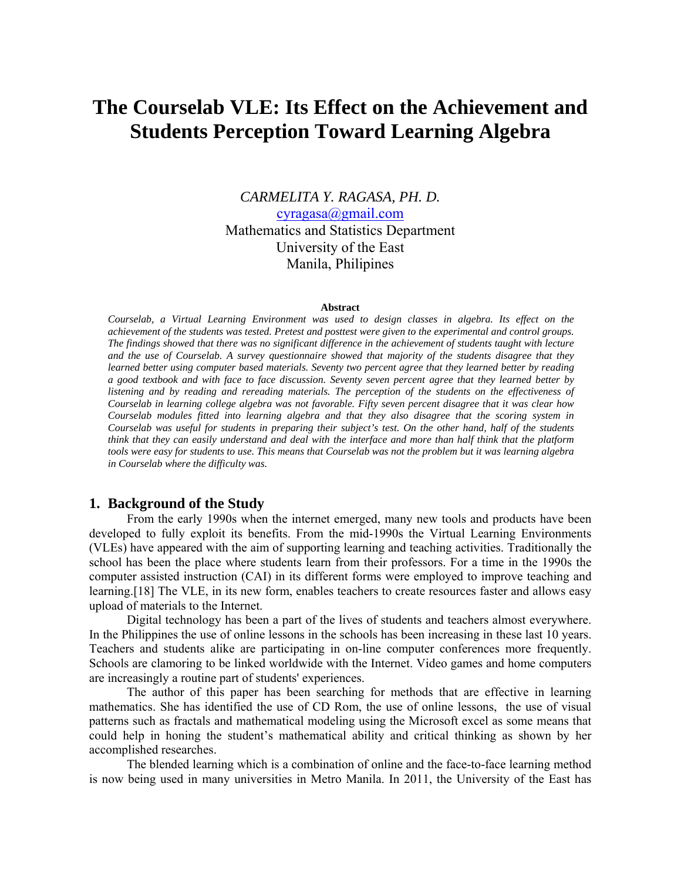# The Courselab VLE: Its Effect on the Achievement and Students Perception Toward Learning Algebra

*CARMELITA Y. RAGASA, PH. D.*
cyragasa@gmail.com
Mathematics and Statistics Department
University of the East
Manila, Philipines

**Abstract**

*Courselab, a Virtual Learning Environment was used to design classes in algebra. Its effect on the achievement of the students was tested. Pretest and posttest were given to the experimental and control groups. The findings showed that there was no significant difference in the achievement of students taught with lecture and the use of Courselab. A survey questionnaire showed that majority of the students disagree that they learned better using computer based materials. Seventy two percent agree that they learned better by reading a good textbook and with face to face discussion. Seventy seven percent agree that they learned better by listening and by reading and rereading materials. The perception of the students on the effectiveness of Courselab in learning college algebra was not favorable. Fifty seven percent disagree that it was clear how Courselab modules fitted into learning algebra and that they also disagree that the scoring system in Courselab was useful for students in preparing their subject's test. On the other hand, half of the students think that they can easily understand and deal with the interface and more than half think that the platform tools were easy for students to use. This means that Courselab was not the problem but it was learning algebra in Courselab where the difficulty was.*

## 1. Background of the Study

From the early 1990s when the internet emerged, many new tools and products have been developed to fully exploit its benefits. From the mid-1990s the Virtual Learning Environments (VLEs) have appeared with the aim of supporting learning and teaching activities. Traditionally the school has been the place where students learn from their professors. For a time in the 1990s the computer assisted instruction (CAI) in its different forms were employed to improve teaching and learning.[18] The VLE, in its new form, enables teachers to create resources faster and allows easy upload of materials to the Internet.

Digital technology has been a part of the lives of students and teachers almost everywhere. In the Philippines the use of online lessons in the schools has been increasing in these last 10 years. Teachers and students alike are participating in on-line computer conferences more frequently. Schools are clamoring to be linked worldwide with the Internet. Video games and home computers are increasingly a routine part of students' experiences.

The author of this paper has been searching for methods that are effective in learning mathematics. She has identified the use of CD Rom, the use of online lessons, the use of visual patterns such as fractals and mathematical modeling using the Microsoft excel as some means that could help in honing the student's mathematical ability and critical thinking as shown by her accomplished researches.

The blended learning which is a combination of online and the face-to-face learning method is now being used in many universities in Metro Manila. In 2011, the University of the East has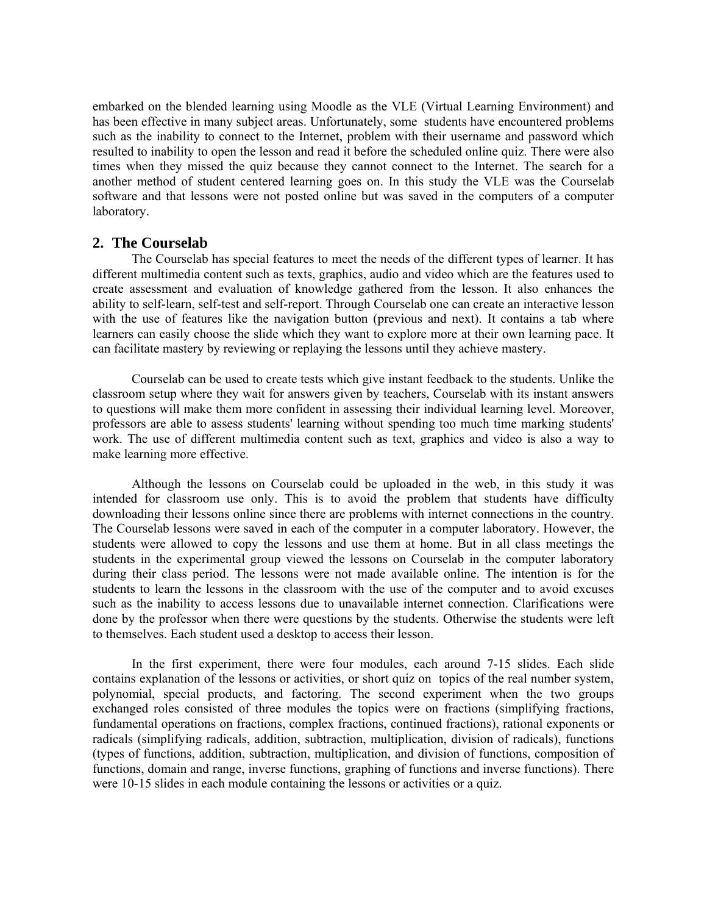embarked on the blended learning using Moodle as the VLE (Virtual Learning Environment) and has been effective in many subject areas. Unfortunately, some students have encountered problems such as the inability to connect to the Internet, problem with their username and password which resulted to inability to open the lesson and read it before the scheduled online quiz. There were also times when they missed the quiz because they cannot connect to the Internet. The search for a another method of student centered learning goes on. In this study the VLE was the Courselab software and that lessons were not posted online but was saved in the computers of a computer laboratory.

## 2. The Courselab

The Courselab has special features to meet the needs of the different types of learner. It has different multimedia content such as texts, graphics, audio and video which are the features used to create assessment and evaluation of knowledge gathered from the lesson. It also enhances the ability to self-learn, self-test and self-report. Through Courselab one can create an interactive lesson with the use of features like the navigation button (previous and next). It contains a tab where learners can easily choose the slide which they want to explore more at their own learning pace. It can facilitate mastery by reviewing or replaying the lessons until they achieve mastery.

Courselab can be used to create tests which give instant feedback to the students. Unlike the classroom setup where they wait for answers given by teachers, Courselab with its instant answers to questions will make them more confident in assessing their individual learning level. Moreover, professors are able to assess students' learning without spending too much time marking students' work. The use of different multimedia content such as text, graphics and video is also a way to make learning more effective.

Although the lessons on Courselab could be uploaded in the web, in this study it was intended for classroom use only. This is to avoid the problem that students have difficulty downloading their lessons online since there are problems with internet connections in the country. The Courselab lessons were saved in each of the computer in a computer laboratory. However, the students were allowed to copy the lessons and use them at home. But in all class meetings the students in the experimental group viewed the lessons on Courselab in the computer laboratory during their class period. The lessons were not made available online. The intention is for the students to learn the lessons in the classroom with the use of the computer and to avoid excuses such as the inability to access lessons due to unavailable internet connection. Clarifications were done by the professor when there were questions by the students. Otherwise the students were left to themselves. Each student used a desktop to access their lesson.

In the first experiment, there were four modules, each around 7-15 slides. Each slide contains explanation of the lessons or activities, or short quiz on topics of the real number system, polynomial, special products, and factoring. The second experiment when the two groups exchanged roles consisted of three modules the topics were on fractions (simplifying fractions, fundamental operations on fractions, complex fractions, continued fractions), rational exponents or radicals (simplifying radicals, addition, subtraction, multiplication, division of radicals), functions (types of functions, addition, subtraction, multiplication, and division of functions, composition of functions, domain and range, inverse functions, graphing of functions and inverse functions). There were 10-15 slides in each module containing the lessons or activities or a quiz.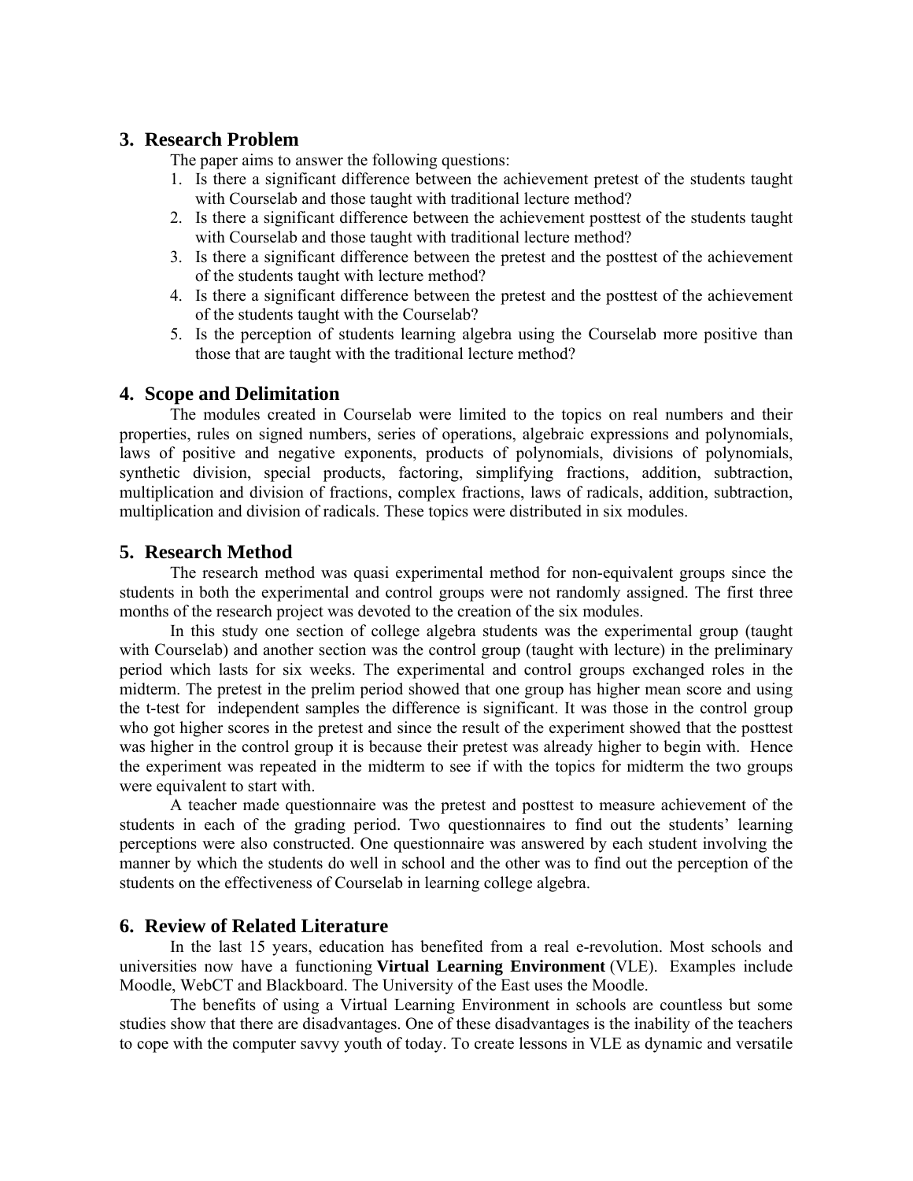## 3. Research Problem

The paper aims to answer the following questions:

1. Is there a significant difference between the achievement pretest of the students taught with Courselab and those taught with traditional lecture method?
2. Is there a significant difference between the achievement posttest of the students taught with Courselab and those taught with traditional lecture method?
3. Is there a significant difference between the pretest and the posttest of the achievement of the students taught with lecture method?
4. Is there a significant difference between the pretest and the posttest of the achievement of the students taught with the Courselab?
5. Is the perception of students learning algebra using the Courselab more positive than those that are taught with the traditional lecture method?

## 4. Scope and Delimitation

The modules created in Courselab were limited to the topics on real numbers and their properties, rules on signed numbers, series of operations, algebraic expressions and polynomials, laws of positive and negative exponents, products of polynomials, divisions of polynomials, synthetic division, special products, factoring, simplifying fractions, addition, subtraction, multiplication and division of fractions, complex fractions, laws of radicals, addition, subtraction, multiplication and division of radicals. These topics were distributed in six modules.

## 5. Research Method

The research method was quasi experimental method for non-equivalent groups since the students in both the experimental and control groups were not randomly assigned. The first three months of the research project was devoted to the creation of the six modules.

In this study one section of college algebra students was the experimental group (taught with Courselab) and another section was the control group (taught with lecture) in the preliminary period which lasts for six weeks. The experimental and control groups exchanged roles in the midterm. The pretest in the prelim period showed that one group has higher mean score and using the t-test for independent samples the difference is significant. It was those in the control group who got higher scores in the pretest and since the result of the experiment showed that the posttest was higher in the control group it is because their pretest was already higher to begin with. Hence the experiment was repeated in the midterm to see if with the topics for midterm the two groups were equivalent to start with.

A teacher made questionnaire was the pretest and posttest to measure achievement of the students in each of the grading period. Two questionnaires to find out the students' learning perceptions were also constructed. One questionnaire was answered by each student involving the manner by which the students do well in school and the other was to find out the perception of the students on the effectiveness of Courselab in learning college algebra.

## 6. Review of Related Literature

In the last 15 years, education has benefited from a real e-revolution. Most schools and universities now have a functioning **Virtual Learning Environment** (VLE). Examples include Moodle, WebCT and Blackboard. The University of the East uses the Moodle.

The benefits of using a Virtual Learning Environment in schools are countless but some studies show that there are disadvantages. One of these disadvantages is the inability of the teachers to cope with the computer savvy youth of today. To create lessons in VLE as dynamic and versatile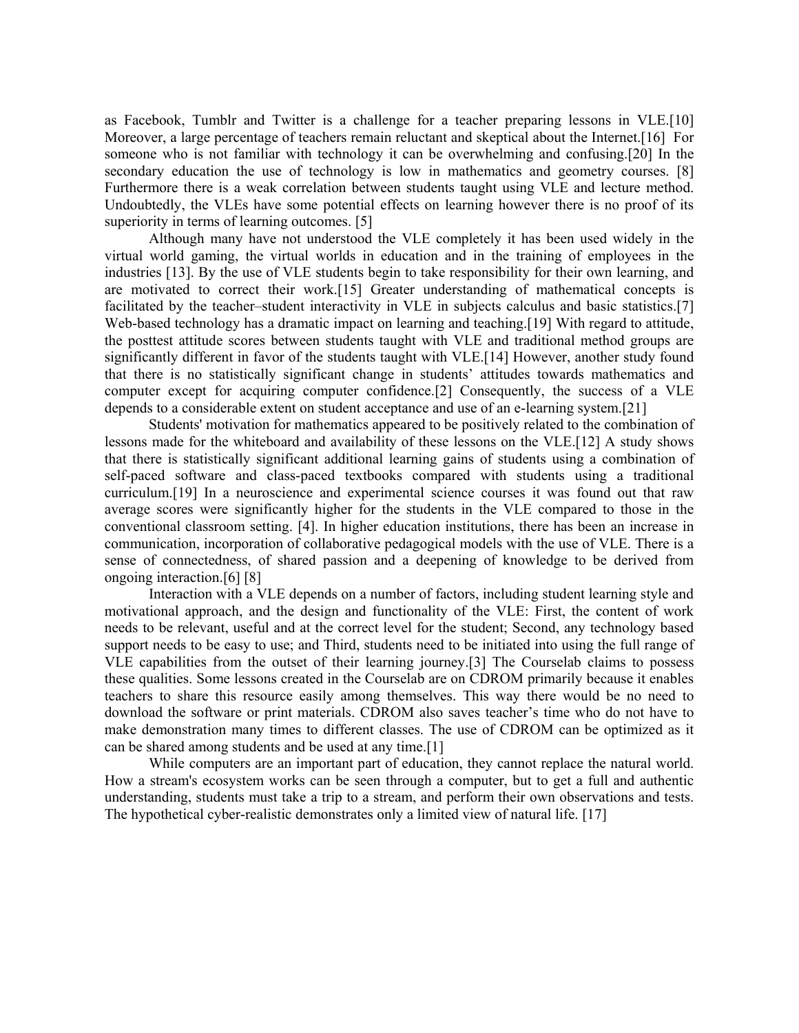as Facebook, Tumblr and Twitter is a challenge for a teacher preparing lessons in VLE.[10] Moreover, a large percentage of teachers remain reluctant and skeptical about the Internet.[16] For someone who is not familiar with technology it can be overwhelming and confusing.[20] In the secondary education the use of technology is low in mathematics and geometry courses. [8] Furthermore there is a weak correlation between students taught using VLE and lecture method. Undoubtedly, the VLEs have some potential effects on learning however there is no proof of its superiority in terms of learning outcomes. [5]

Although many have not understood the VLE completely it has been used widely in the virtual world gaming, the virtual worlds in education and in the training of employees in the industries [13]. By the use of VLE students begin to take responsibility for their own learning, and are motivated to correct their work.[15] Greater understanding of mathematical concepts is facilitated by the teacher–student interactivity in VLE in subjects calculus and basic statistics.[7] Web-based technology has a dramatic impact on learning and teaching.[19] With regard to attitude, the posttest attitude scores between students taught with VLE and traditional method groups are significantly different in favor of the students taught with VLE.[14] However, another study found that there is no statistically significant change in students' attitudes towards mathematics and computer except for acquiring computer confidence.[2] Consequently, the success of a VLE depends to a considerable extent on student acceptance and use of an e-learning system.[21]

Students' motivation for mathematics appeared to be positively related to the combination of lessons made for the whiteboard and availability of these lessons on the VLE.[12] A study shows that there is statistically significant additional learning gains of students using a combination of self-paced software and class-paced textbooks compared with students using a traditional curriculum.[19] In a neuroscience and experimental science courses it was found out that raw average scores were significantly higher for the students in the VLE compared to those in the conventional classroom setting. [4]. In higher education institutions, there has been an increase in communication, incorporation of collaborative pedagogical models with the use of VLE. There is a sense of connectedness, of shared passion and a deepening of knowledge to be derived from ongoing interaction.[6] [8]

Interaction with a VLE depends on a number of factors, including student learning style and motivational approach, and the design and functionality of the VLE: First, the content of work needs to be relevant, useful and at the correct level for the student; Second, any technology based support needs to be easy to use; and Third, students need to be initiated into using the full range of VLE capabilities from the outset of their learning journey.[3] The Courselab claims to possess these qualities. Some lessons created in the Courselab are on CDROM primarily because it enables teachers to share this resource easily among themselves. This way there would be no need to download the software or print materials. CDROM also saves teacher's time who do not have to make demonstration many times to different classes. The use of CDROM can be optimized as it can be shared among students and be used at any time.[1]

While computers are an important part of education, they cannot replace the natural world. How a stream's ecosystem works can be seen through a computer, but to get a full and authentic understanding, students must take a trip to a stream, and perform their own observations and tests. The hypothetical cyber-realistic demonstrates only a limited view of natural life. [17]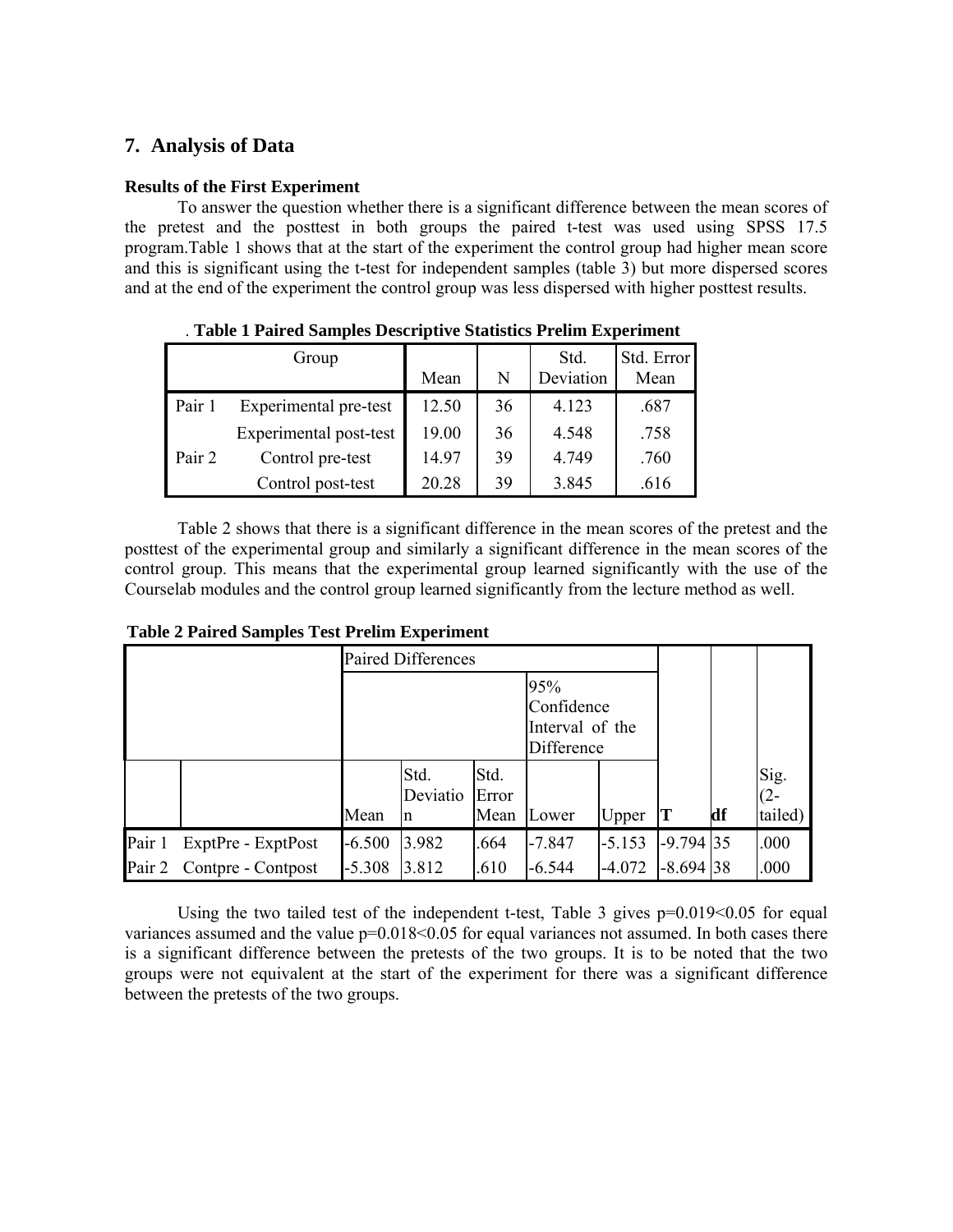## 7. Analysis of Data

### Results of the First Experiment

To answer the question whether there is a significant difference between the mean scores of the pretest and the posttest in both groups the paired t-test was used using SPSS 17.5 program.Table 1 shows that at the start of the experiment the control group had higher mean score and this is significant using the t-test for independent samples (table 3) but more dispersed scores and at the end of the experiment the control group was less dispersed with higher posttest results.

. **Table 1 Paired Samples Descriptive Statistics Prelim Experiment**

| Group | | Mean | N | Std. Deviation | Std. Error Mean |
|---|---|---|---|---|---|
| Pair 1 | Experimental pre-test | 12.50 | 36 | 4.123 | .687 |
| | Experimental post-test | 19.00 | 36 | 4.548 | .758 |
| Pair 2 | Control pre-test | 14.97 | 39 | 4.749 | .760 |
| | Control post-test | 20.28 | 39 | 3.845 | .616 |

Table 2 shows that there is a significant difference in the mean scores of the pretest and the posttest of the experimental group and similarly a significant difference in the mean scores of the control group. This means that the experimental group learned significantly with the use of the Courselab modules and the control group learned significantly from the lecture method as well.

**Table 2 Paired Samples Test Prelim Experiment**

| | | Paired Differences | | | | | | | |
|---|---|---|---|---|---|---|---|---|---|
| | | | | | 95% Confidence Interval of the Difference | | | | |
| | | Mean | Std. Deviation | Std. Error Mean | Lower | Upper | **T** | **df** | Sig. (2-tailed) |
| Pair 1 | ExptPre - ExptPost | -6.500 | 3.982 | .664 | -7.847 | -5.153 | -9.794 | 35 | .000 |
| Pair 2 | Contpre - Contpost | -5.308 | 3.812 | .610 | -6.544 | -4.072 | -8.694 | 38 | .000 |

Using the two tailed test of the independent t-test, Table 3 gives $p=0.019<0.05$ for equal variances assumed and the value $p=0.018<0.05$ for equal variances not assumed. In both cases there is a significant difference between the pretests of the two groups. It is to be noted that the two groups were not equivalent at the start of the experiment for there was a significant difference between the pretests of the two groups.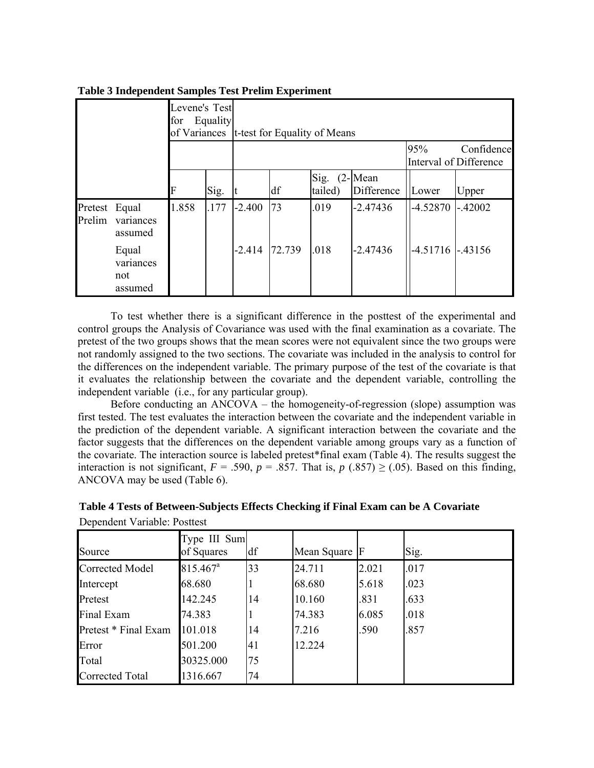**Table 3 Independent Samples Test Prelim Experiment**

| | | Levene's Test for Equality of Variances | | t-test for Equality of Means | | | | | |
|---|---|---|---|---|---|---|---|---|---|
| | | | | | | | | 95% Confidence Interval of Difference | |
| | | F | Sig. | t | df | Sig. (2-tailed) | Mean Difference | Lower | Upper |
| Pretest Prelim | Equal variances assumed | 1.858 | .177 | -2.400 | 73 | .019 | -2.47436 | -4.52870 | -.42002 |
| | Equal variances not assumed | | | -2.414 | 72.739 | .018 | -2.47436 | -4.51716 | -.43156 |

To test whether there is a significant difference in the posttest of the experimental and control groups the Analysis of Covariance was used with the final examination as a covariate. The pretest of the two groups shows that the mean scores were not equivalent since the two groups were not randomly assigned to the two sections. The covariate was included in the analysis to control for the differences on the independent variable. The primary purpose of the test of the covariate is that it evaluates the relationship between the covariate and the dependent variable, controlling the independent variable (i.e., for any particular group).

Before conducting an ANCOVA – the homogeneity-of-regression (slope) assumption was first tested. The test evaluates the interaction between the covariate and the independent variable in the prediction of the dependent variable. A significant interaction between the covariate and the factor suggests that the differences on the dependent variable among groups vary as a function of the covariate. The interaction source is labeled pretest*final exam (Table 4). The results suggest the interaction is not significant, $F = .590$, $p = .857$. That is, $p\ (.857) \geq (.05)$. Based on this finding, ANCOVA may be used (Table 6).

**Table 4 Tests of Between-Subjects Effects Checking if Final Exam can be A Covariate**

Dependent Variable: Posttest

| Source | Type III Sum of Squares | df | Mean Square | F | Sig. |
|---|---|---|---|---|---|
| Corrected Model | 815.467[a] | 33 | 24.711 | 2.021 | .017 |
| Intercept | 68.680 | 1 | 68.680 | 5.618 | .023 |
| Pretest | 142.245 | 14 | 10.160 | .831 | .633 |
| Final Exam | 74.383 | 1 | 74.383 | 6.085 | .018 |
| Pretest * Final Exam | 101.018 | 14 | 7.216 | .590 | .857 |
| Error | 501.200 | 41 | 12.224 | | |
| Total | 30325.000 | 75 | | | |
| Corrected Total | 1316.667 | 74 | | | |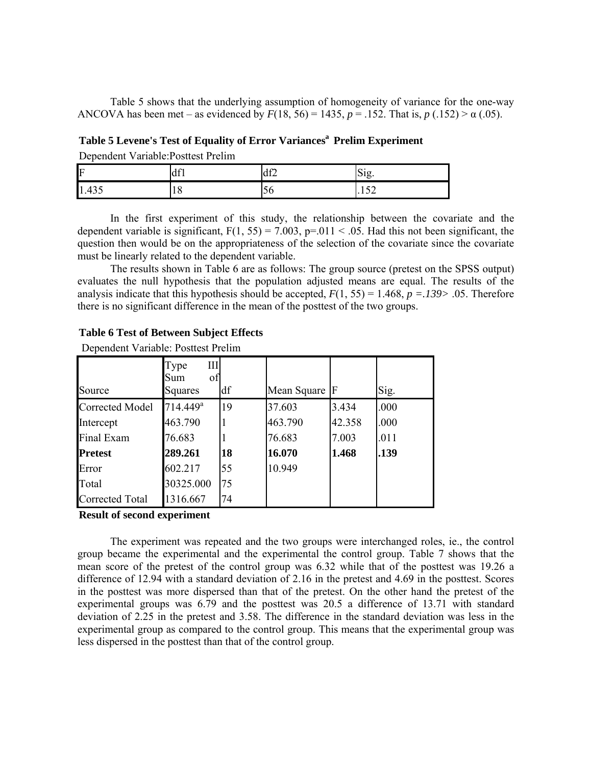Table 5 shows that the underlying assumption of homogeneity of variance for the one-way ANCOVA has been met – as evidenced by $F(18, 56) = 1435$, $p = .152$. That is, $p$ (.152) > α (.05).

**Table 5 Levene's Test of Equality of Error Variances[a] Prelim Experiment**

Dependent Variable:Posttest Prelim

| F | df1 | df2 | Sig. |
|---|---|---|---|
| 1.435 | 18 | 56 | .152 |

In the first experiment of this study, the relationship between the covariate and the dependent variable is significant, $F(1, 55) = 7.003$, $p=.011 < .05$. Had this not been significant, the question then would be on the appropriateness of the selection of the covariate since the covariate must be linearly related to the dependent variable.

The results shown in Table 6 are as follows: The group source (pretest on the SPSS output) evaluates the null hypothesis that the population adjusted means are equal. The results of the analysis indicate that this hypothesis should be accepted, $F(1, 55) = 1.468$, $p = .139 > .05$. Therefore there is no significant difference in the mean of the posttest of the two groups.

**Table 6 Test of Between Subject Effects**

Dependent Variable: Posttest Prelim

| Source | Type III Sum of Squares | df | Mean Square | F | Sig. |
|---|---|---|---|---|---|
| Corrected Model | 714.449[a] | 19 | 37.603 | 3.434 | .000 |
| Intercept | 463.790 | 1 | 463.790 | 42.358 | .000 |
| Final Exam | 76.683 | 1 | 76.683 | 7.003 | .011 |
| **Pretest** | **289.261** | **18** | **16.070** | **1.468** | **.139** |
| Error | 602.217 | 55 | 10.949 | | |
| Total | 30325.000 | 75 | | | |
| Corrected Total | 1316.667 | 74 | | | |

**Result of second experiment**

The experiment was repeated and the two groups were interchanged roles, ie., the control group became the experimental and the experimental the control group. Table 7 shows that the mean score of the pretest of the control group was 6.32 while that of the posttest was 19.26 a difference of 12.94 with a standard deviation of 2.16 in the pretest and 4.69 in the posttest. Scores in the posttest was more dispersed than that of the pretest. On the other hand the pretest of the experimental groups was 6.79 and the posttest was 20.5 a difference of 13.71 with standard deviation of 2.25 in the pretest and 3.58. The difference in the standard deviation was less in the experimental group as compared to the control group. This means that the experimental group was less dispersed in the posttest than that of the control group.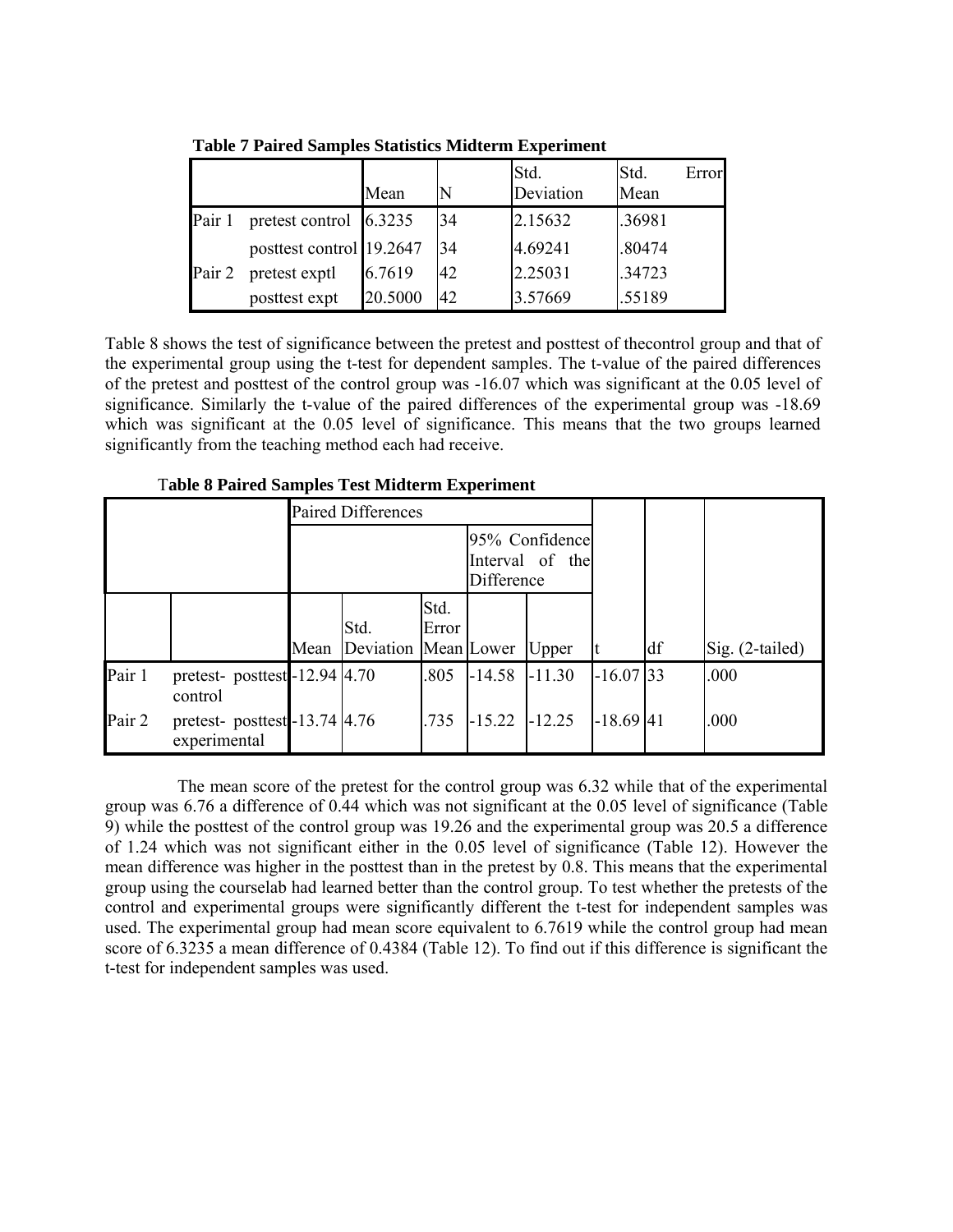**Table 7 Paired Samples Statistics Midterm Experiment**

| | | Mean | N | Std. Deviation | Std. Error Mean |
|---|---|---|---|---|---|
| Pair 1 | pretest control | 6.3235 | 34 | 2.15632 | .36981 |
| | posttest control | 19.2647 | 34 | 4.69241 | .80474 |
| Pair 2 | pretest exptl | 6.7619 | 42 | 2.25031 | .34723 |
| | posttest expt | 20.5000 | 42 | 3.57669 | .55189 |

Table 8 shows the test of significance between the pretest and posttest of thecontrol group and that of the experimental group using the t-test for dependent samples. The t-value of the paired differences of the pretest and posttest of the control group was -16.07 which was significant at the 0.05 level of significance. Similarly the t-value of the paired differences of the experimental group was -18.69 which was significant at the 0.05 level of significance. This means that the two groups learned significantly from the teaching method each had receive.

**Table 8 Paired Samples Test Midterm Experiment**

| | | Paired Differences | | | | | | | |
|---|---|---|---|---|---|---|---|---|---|
| | | | | | 95% Confidence Interval of the Difference | | | | |
| | | Mean | Std. Deviation | Std. Error Mean | Lower | Upper | t | df | Sig. (2-tailed) |
| Pair 1 | pretest- posttest control | -12.94 | 4.70 | .805 | -14.58 | -11.30 | -16.07 | 33 | .000 |
| Pair 2 | pretest- posttest experimental | -13.74 | 4.76 | .735 | -15.22 | -12.25 | -18.69 | 41 | .000 |

The mean score of the pretest for the control group was 6.32 while that of the experimental group was 6.76 a difference of 0.44 which was not significant at the 0.05 level of significance (Table 9) while the posttest of the control group was 19.26 and the experimental group was 20.5 a difference of 1.24 which was not significant either in the 0.05 level of significance (Table 12). However the mean difference was higher in the posttest than in the pretest by 0.8. This means that the experimental group using the courselab had learned better than the control group. To test whether the pretests of the control and experimental groups were significantly different the t-test for independent samples was used. The experimental group had mean score equivalent to 6.7619 while the control group had mean score of 6.3235 a mean difference of 0.4384 (Table 12). To find out if this difference is significant the t-test for independent samples was used.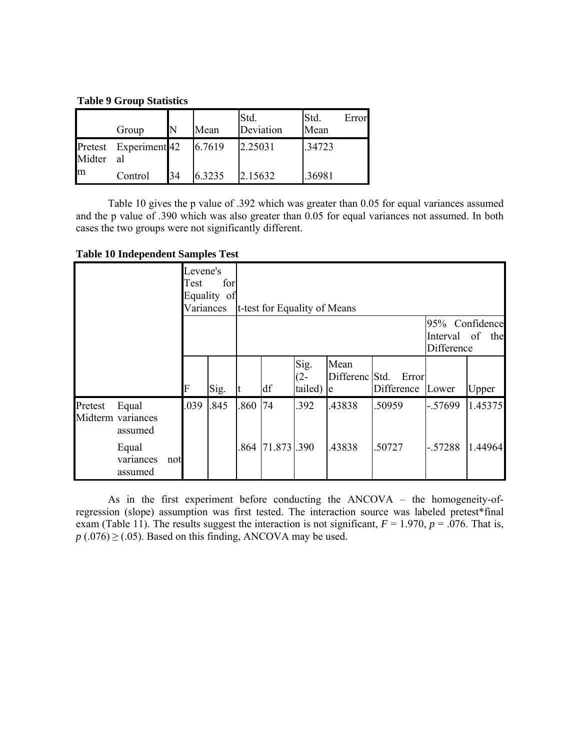**Table 9 Group Statistics**

| | Group | N | Mean | Std. Deviation | Std. Error Mean |
|---|---|---|---|---|---|
| Pretest Midterm | Experimental | 42 | 6.7619 | 2.25031 | .34723 |
| | Control | 34 | 6.3235 | 2.15632 | .36981 |

Table 10 gives the p value of .392 which was greater than 0.05 for equal variances assumed and the p value of .390 which was also greater than 0.05 for equal variances not assumed. In both cases the two groups were not significantly different.

**Table 10 Independent Samples Test**

| | | Levene's Test for Equality of Variances | | t-test for Equality of Means | | | | | | |
|---|---|---|---|---|---|---|---|---|---|---|
| | | | | | | | | | 95% Confidence Interval of the Difference | |
| | | F | Sig. | t | df | Sig. (2-tailed) | Mean Difference | Std. Error Difference | Lower | Upper |
| Pretest Midterm | Equal variances assumed | .039 | .845 | .860 | 74 | .392 | .43838 | .50959 | -.57699 | 1.45375 |
| | Equal variances not assumed | | | .864 | 71.873 | .390 | .43838 | .50727 | -.57288 | 1.44964 |

As in the first experiment before conducting the ANCOVA – the homogeneity-of-regression (slope) assumption was first tested. The interaction source was labeled pretest*final exam (Table 11). The results suggest the interaction is not significant, $F = 1.970$, $p = .076$. That is, $p\ (.076) \geq (.05)$. Based on this finding, ANCOVA may be used.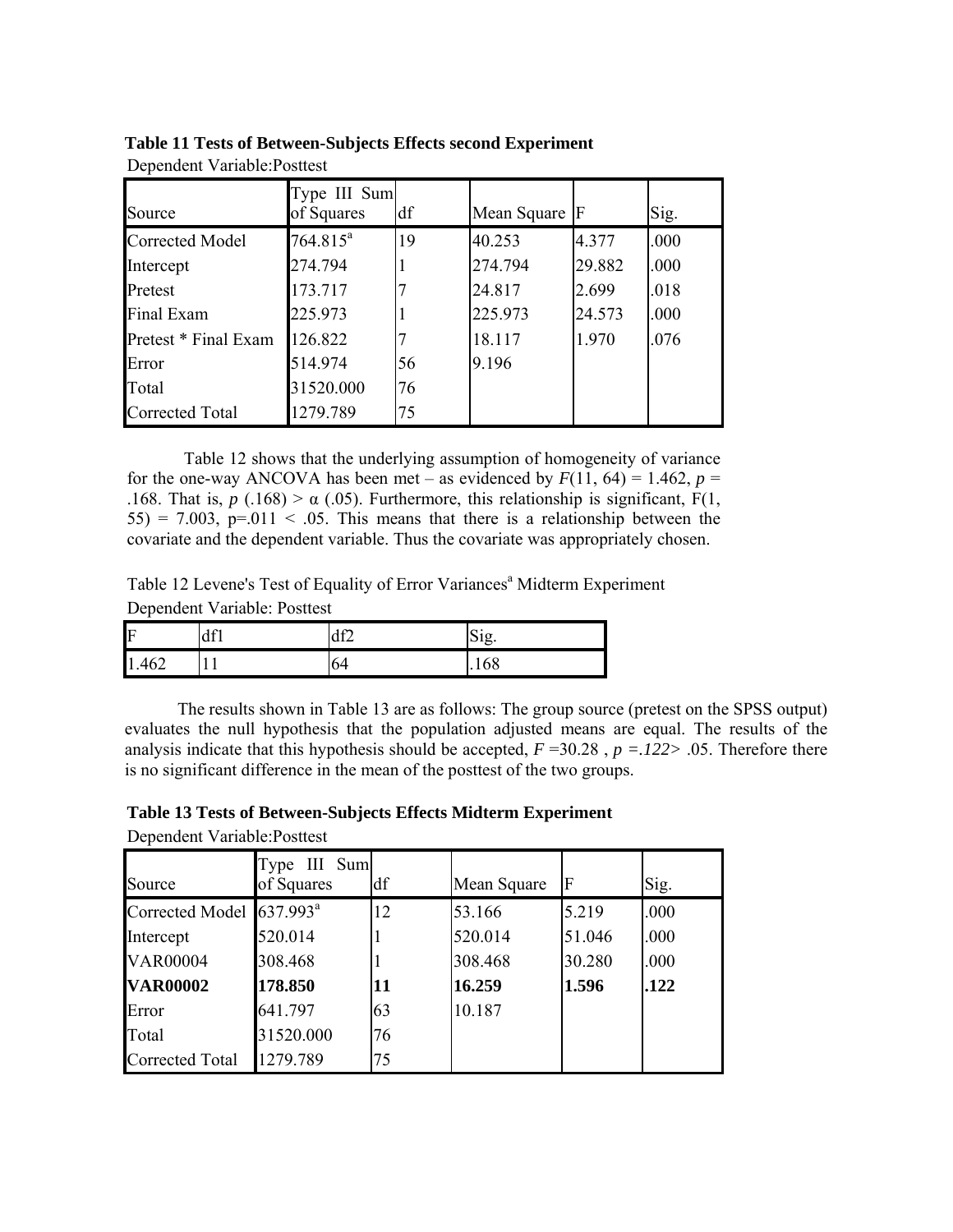**Table 11 Tests of Between-Subjects Effects second Experiment**

Dependent Variable:Posttest

| Source | Type III Sum of Squares | df | Mean Square | F | Sig. |
|---|---|---|---|---|---|
| Corrected Model | 764.815[a] | 19 | 40.253 | 4.377 | .000 |
| Intercept | 274.794 | 1 | 274.794 | 29.882 | .000 |
| Pretest | 173.717 | 7 | 24.817 | 2.699 | .018 |
| Final Exam | 225.973 | 1 | 225.973 | 24.573 | .000 |
| Pretest * Final Exam | 126.822 | 7 | 18.117 | 1.970 | .076 |
| Error | 514.974 | 56 | 9.196 | | |
| Total | 31520.000 | 76 | | | |
| Corrected Total | 1279.789 | 75 | | | |

Table 12 shows that the underlying assumption of homogeneity of variance for the one-way ANCOVA has been met – as evidenced by $F(11, 64) = 1.462$, $p = .168$. That is, $p$ (.168) > $\alpha$ (.05). Furthermore, this relationship is significant, $F(1, 55) = 7.003$, $p=.011 < .05$. This means that there is a relationship between the covariate and the dependent variable. Thus the covariate was appropriately chosen.

Table 12 Levene's Test of Equality of Error Variances[a] Midterm Experiment

Dependent Variable: Posttest

| F | df1 | df2 | Sig. |
|---|---|---|---|
| 1.462 | 11 | 64 | .168 |

The results shown in Table 13 are as follows: The group source (pretest on the SPSS output) evaluates the null hypothesis that the population adjusted means are equal. The results of the analysis indicate that this hypothesis should be accepted, $F$ =30.28 , $p$ =*.122*> .05. Therefore there is no significant difference in the mean of the posttest of the two groups.

**Table 13 Tests of Between-Subjects Effects Midterm Experiment**

Dependent Variable:Posttest

| Source | Type III Sum of Squares | df | Mean Square | F | Sig. |
|---|---|---|---|---|---|
| Corrected Model | 637.993[a] | 12 | 53.166 | 5.219 | .000 |
| Intercept | 520.014 | 1 | 520.014 | 51.046 | .000 |
| VAR00004 | 308.468 | 1 | 308.468 | 30.280 | .000 |
| **VAR00002** | **178.850** | **11** | **16.259** | **1.596** | **.122** |
| Error | 641.797 | 63 | 10.187 | | |
| Total | 31520.000 | 76 | | | |
| Corrected Total | 1279.789 | 75 | | | |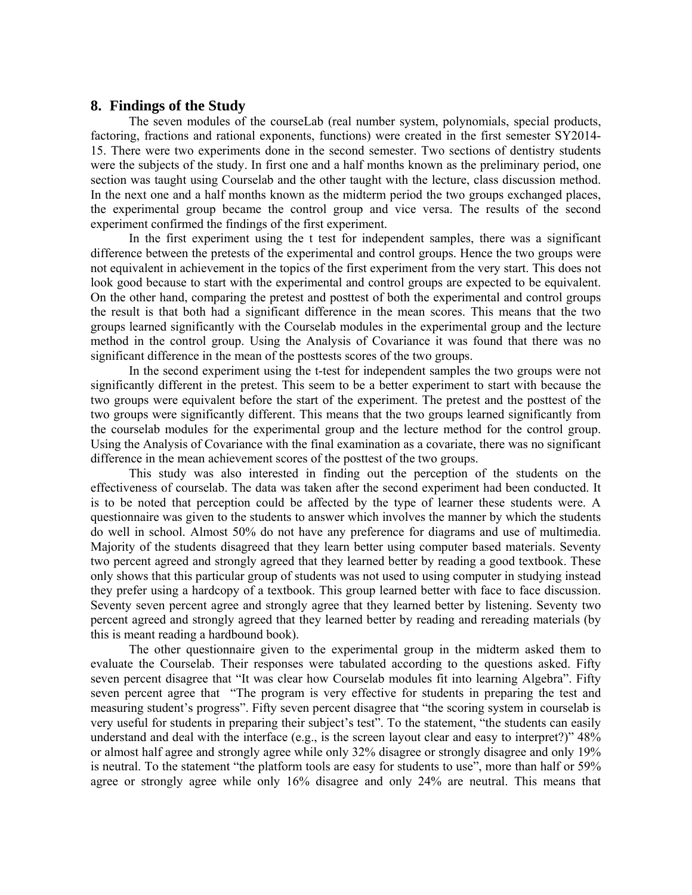## 8. Findings of the Study

The seven modules of the courseLab (real number system, polynomials, special products, factoring, fractions and rational exponents, functions) were created in the first semester SY2014-15. There were two experiments done in the second semester. Two sections of dentistry students were the subjects of the study. In first one and a half months known as the preliminary period, one section was taught using Courselab and the other taught with the lecture, class discussion method. In the next one and a half months known as the midterm period the two groups exchanged places, the experimental group became the control group and vice versa. The results of the second experiment confirmed the findings of the first experiment.

In the first experiment using the t test for independent samples, there was a significant difference between the pretests of the experimental and control groups. Hence the two groups were not equivalent in achievement in the topics of the first experiment from the very start. This does not look good because to start with the experimental and control groups are expected to be equivalent. On the other hand, comparing the pretest and posttest of both the experimental and control groups the result is that both had a significant difference in the mean scores. This means that the two groups learned significantly with the Courselab modules in the experimental group and the lecture method in the control group. Using the Analysis of Covariance it was found that there was no significant difference in the mean of the posttests scores of the two groups.

In the second experiment using the t-test for independent samples the two groups were not significantly different in the pretest. This seem to be a better experiment to start with because the two groups were equivalent before the start of the experiment. The pretest and the posttest of the two groups were significantly different. This means that the two groups learned significantly from the courselab modules for the experimental group and the lecture method for the control group. Using the Analysis of Covariance with the final examination as a covariate, there was no significant difference in the mean achievement scores of the posttest of the two groups.

This study was also interested in finding out the perception of the students on the effectiveness of courselab. The data was taken after the second experiment had been conducted. It is to be noted that perception could be affected by the type of learner these students were. A questionnaire was given to the students to answer which involves the manner by which the students do well in school. Almost 50% do not have any preference for diagrams and use of multimedia. Majority of the students disagreed that they learn better using computer based materials. Seventy two percent agreed and strongly agreed that they learned better by reading a good textbook. These only shows that this particular group of students was not used to using computer in studying instead they prefer using a hardcopy of a textbook. This group learned better with face to face discussion. Seventy seven percent agree and strongly agree that they learned better by listening. Seventy two percent agreed and strongly agreed that they learned better by reading and rereading materials (by this is meant reading a hardbound book).

The other questionnaire given to the experimental group in the midterm asked them to evaluate the Courselab. Their responses were tabulated according to the questions asked. Fifty seven percent disagree that "It was clear how Courselab modules fit into learning Algebra". Fifty seven percent agree that "The program is very effective for students in preparing the test and measuring student's progress". Fifty seven percent disagree that "the scoring system in courselab is very useful for students in preparing their subject's test". To the statement, "the students can easily understand and deal with the interface (e.g., is the screen layout clear and easy to interpret?)" 48% or almost half agree and strongly agree while only 32% disagree or strongly disagree and only 19% is neutral. To the statement "the platform tools are easy for students to use", more than half or 59% agree or strongly agree while only 16% disagree and only 24% are neutral. This means that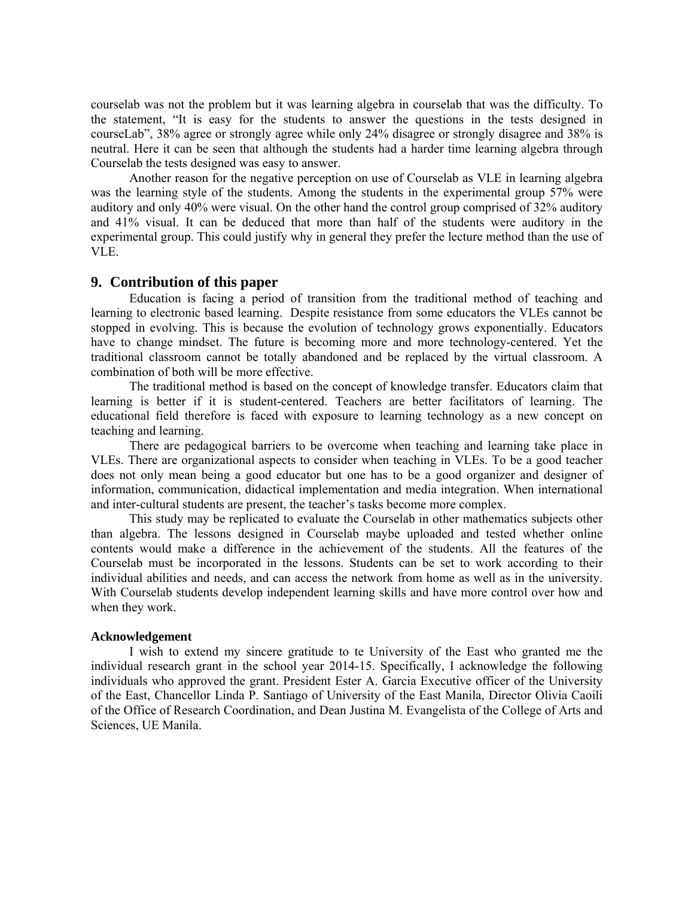courselab was not the problem but it was learning algebra in courselab that was the difficulty. To the statement, "It is easy for the students to answer the questions in the tests designed in courseLab", 38% agree or strongly agree while only 24% disagree or strongly disagree and 38% is neutral. Here it can be seen that although the students had a harder time learning algebra through Courselab the tests designed was easy to answer.

Another reason for the negative perception on use of Courselab as VLE in learning algebra was the learning style of the students. Among the students in the experimental group 57% were auditory and only 40% were visual. On the other hand the control group comprised of 32% auditory and 41% visual. It can be deduced that more than half of the students were auditory in the experimental group. This could justify why in general they prefer the lecture method than the use of VLE.

## 9. Contribution of this paper

Education is facing a period of transition from the traditional method of teaching and learning to electronic based learning. Despite resistance from some educators the VLEs cannot be stopped in evolving. This is because the evolution of technology grows exponentially. Educators have to change mindset. The future is becoming more and more technology-centered. Yet the traditional classroom cannot be totally abandoned and be replaced by the virtual classroom. A combination of both will be more effective.

The traditional method is based on the concept of knowledge transfer. Educators claim that learning is better if it is student-centered. Teachers are better facilitators of learning. The educational field therefore is faced with exposure to learning technology as a new concept on teaching and learning.

There are pedagogical barriers to be overcome when teaching and learning take place in VLEs. There are organizational aspects to consider when teaching in VLEs. To be a good teacher does not only mean being a good educator but one has to be a good organizer and designer of information, communication, didactical implementation and media integration. When international and inter-cultural students are present, the teacher's tasks become more complex.

This study may be replicated to evaluate the Courselab in other mathematics subjects other than algebra. The lessons designed in Courselab maybe uploaded and tested whether online contents would make a difference in the achievement of the students. All the features of the Courselab must be incorporated in the lessons. Students can be set to work according to their individual abilities and needs, and can access the network from home as well as in the university. With Courselab students develop independent learning skills and have more control over how and when they work.

### Acknowledgement

I wish to extend my sincere gratitude to te University of the East who granted me the individual research grant in the school year 2014-15. Specifically, I acknowledge the following individuals who approved the grant. President Ester A. Garcia Executive officer of the University of the East, Chancellor Linda P. Santiago of University of the East Manila, Director Olivia Caoili of the Office of Research Coordination, and Dean Justina M. Evangelista of the College of Arts and Sciences, UE Manila.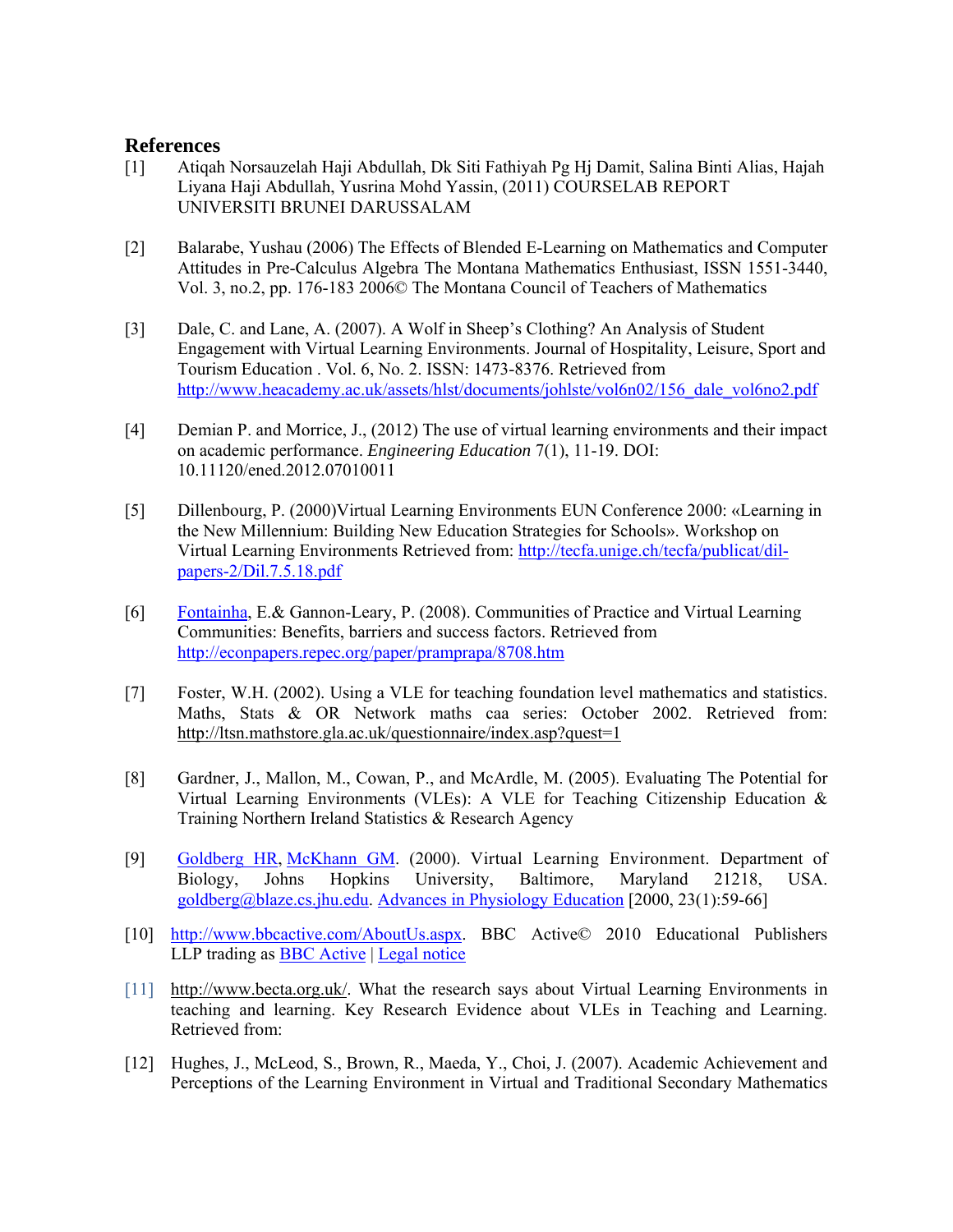## References

[1] Atiqah Norsauzelah Haji Abdullah, Dk Siti Fathiyah Pg Hj Damit, Salina Binti Alias, Hajah Liyana Haji Abdullah, Yusrina Mohd Yassin, (2011) COURSELAB REPORT UNIVERSITI BRUNEI DARUSSALAM

[2] Balarabe, Yushau (2006) The Effects of Blended E-Learning on Mathematics and Computer Attitudes in Pre-Calculus Algebra The Montana Mathematics Enthusiast, ISSN 1551-3440, Vol. 3, no.2, pp. 176-183 2006© The Montana Council of Teachers of Mathematics

[3] Dale, C. and Lane, A. (2007). A Wolf in Sheep's Clothing? An Analysis of Student Engagement with Virtual Learning Environments. Journal of Hospitality, Leisure, Sport and Tourism Education . Vol. 6, No. 2. ISSN: 1473-8376. Retrieved from http://www.heacademy.ac.uk/assets/hlst/documents/johlste/vol6n02/156_dale_vol6no2.pdf

[4] Demian P. and Morrice, J., (2012) The use of virtual learning environments and their impact on academic performance. *Engineering Education* 7(1), 11-19. DOI: 10.11120/ened.2012.07010011

[5] Dillenbourg, P. (2000)Virtual Learning Environments EUN Conference 2000: «Learning in the New Millennium: Building New Education Strategies for Schools». Workshop on Virtual Learning Environments Retrieved from: http://tecfa.unige.ch/tecfa/publicat/dil-papers-2/Dil.7.5.18.pdf

[6] Fontainha, E.& Gannon-Leary, P. (2008). Communities of Practice and Virtual Learning Communities: Benefits, barriers and success factors. Retrieved from http://econpapers.repec.org/paper/pramprapa/8708.htm

[7] Foster, W.H. (2002). Using a VLE for teaching foundation level mathematics and statistics. Maths, Stats & OR Network maths caa series: October 2002. Retrieved from: http://ltsn.mathstore.gla.ac.uk/questionnaire/index.asp?quest=1

[8] Gardner, J., Mallon, M., Cowan, P., and McArdle, M. (2005). Evaluating The Potential for Virtual Learning Environments (VLEs): A VLE for Teaching Citizenship Education & Training Northern Ireland Statistics & Research Agency

[9] Goldberg HR, McKhann GM. (2000). Virtual Learning Environment. Department of Biology, Johns Hopkins University, Baltimore, Maryland 21218, USA. goldberg@blaze.cs.jhu.edu. Advances in Physiology Education [2000, 23(1):59-66]

[10] http://www.bbcactive.com/AboutUs.aspx. BBC Active© 2010 Educational Publishers LLP trading as BBC Active | Legal notice

[11] http://www.becta.org.uk/. What the research says about Virtual Learning Environments in teaching and learning. Key Research Evidence about VLEs in Teaching and Learning. Retrieved from:

[12] Hughes, J., McLeod, S., Brown, R., Maeda, Y., Choi, J. (2007). Academic Achievement and Perceptions of the Learning Environment in Virtual and Traditional Secondary Mathematics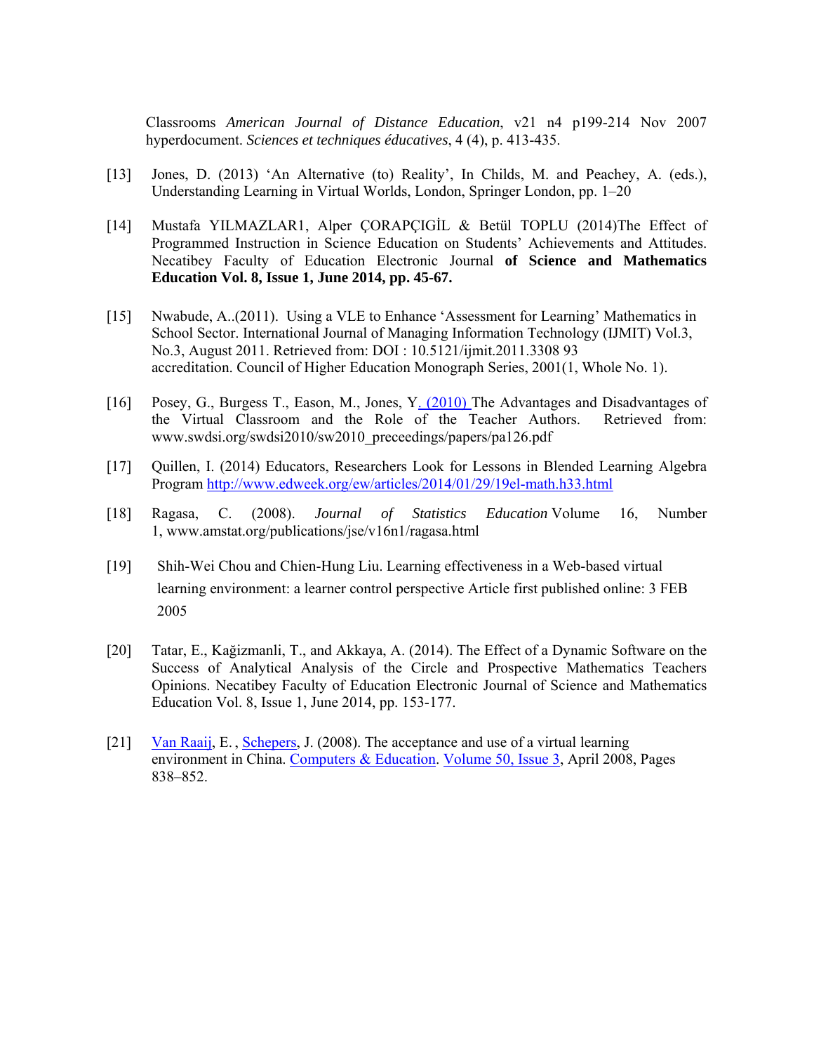Classrooms *American Journal of Distance Education*, v21 n4 p199-214 Nov 2007 hyperdocument. *Sciences et techniques éducatives*, 4 (4), p. 413-435.

[13] Jones, D. (2013) 'An Alternative (to) Reality', In Childs, M. and Peachey, A. (eds.), Understanding Learning in Virtual Worlds, London, Springer London, pp. 1–20

[14] Mustafa YILMAZLAR1, Alper ÇORAPÇIGİL & Betül TOPLU (2014)The Effect of Programmed Instruction in Science Education on Students' Achievements and Attitudes. Necatibey Faculty of Education Electronic Journal **of Science and Mathematics Education Vol. 8, Issue 1, June 2014, pp. 45-67.**

[15] Nwabude, A..(2011). Using a VLE to Enhance 'Assessment for Learning' Mathematics in School Sector. International Journal of Managing Information Technology (IJMIT) Vol.3, No.3, August 2011. Retrieved from: DOI : 10.5121/ijmit.2011.3308 93 accreditation. Council of Higher Education Monograph Series, 2001(1, Whole No. 1).

[16] Posey, G., Burgess T., Eason, M., Jones, Y. (2010) The Advantages and Disadvantages of the Virtual Classroom and the Role of the Teacher Authors. Retrieved from: www.swdsi.org/swdsi2010/sw2010_preceedings/papers/pa126.pdf

[17] Quillen, I. (2014) Educators, Researchers Look for Lessons in Blended Learning Algebra Program http://www.edweek.org/ew/articles/2014/01/29/19el-math.h33.html

[18] Ragasa, C. (2008). *Journal of Statistics Education* Volume 16, Number 1, www.amstat.org/publications/jse/v16n1/ragasa.html

[19] Shih-Wei Chou and Chien-Hung Liu. Learning effectiveness in a Web-based virtual learning environment: a learner control perspective Article first published online: 3 FEB 2005

[20] Tatar, E., Kağizmanli, T., and Akkaya, A. (2014). The Effect of a Dynamic Software on the Success of Analytical Analysis of the Circle and Prospective Mathematics Teachers Opinions. Necatibey Faculty of Education Electronic Journal of Science and Mathematics Education Vol. 8, Issue 1, June 2014, pp. 153-177.

[21] Van Raaij, E. , Schepers, J. (2008). The acceptance and use of a virtual learning environment in China. Computers & Education. Volume 50, Issue 3, April 2008, Pages 838–852.